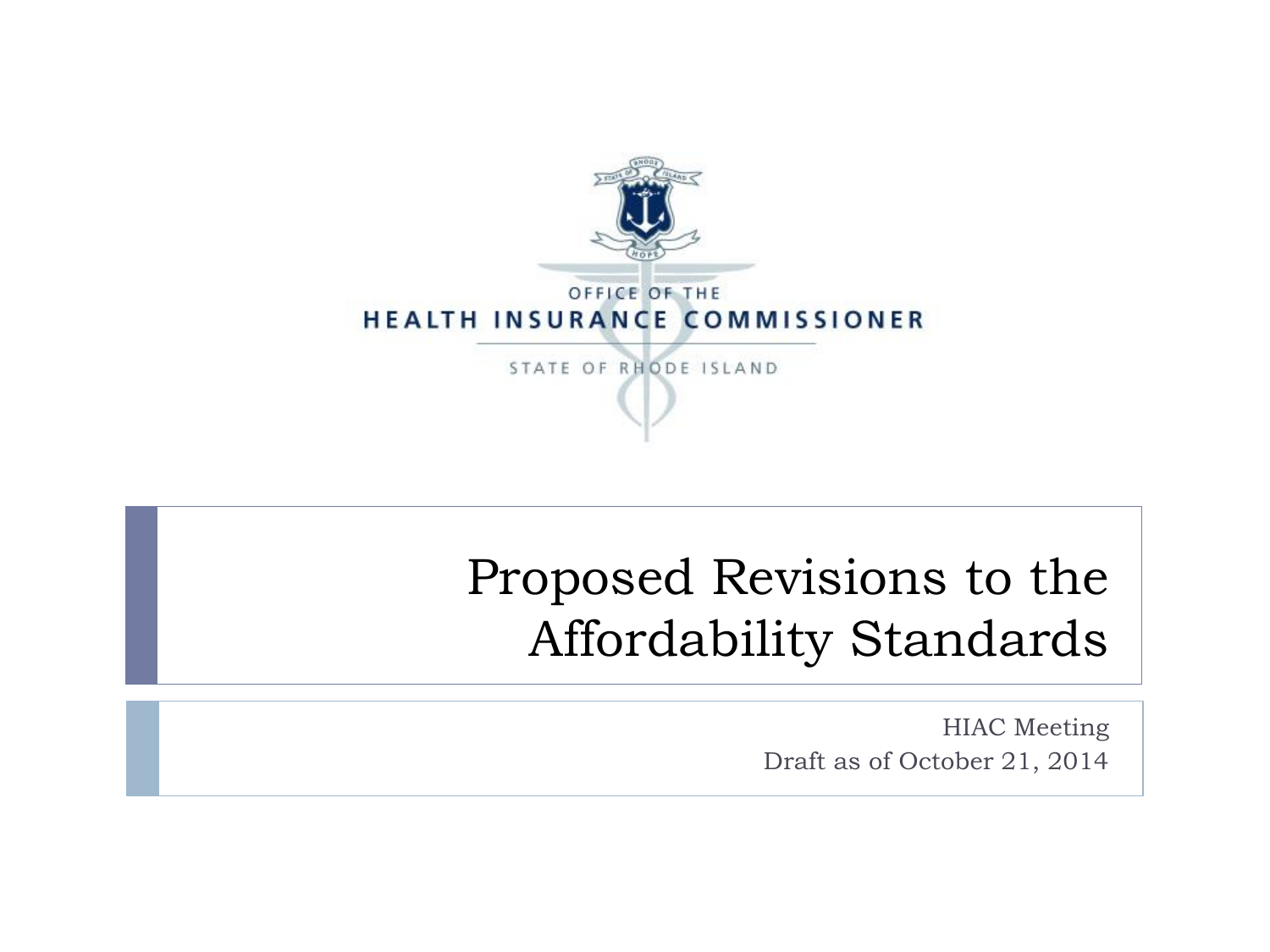OFFICE OF THE
HEALTH INSURANCE COMMISSIONER
STATE OF RHODE ISLAND

# Proposed Revisions to the Affordability Standards

HIAC Meeting
Draft as of October 21, 2014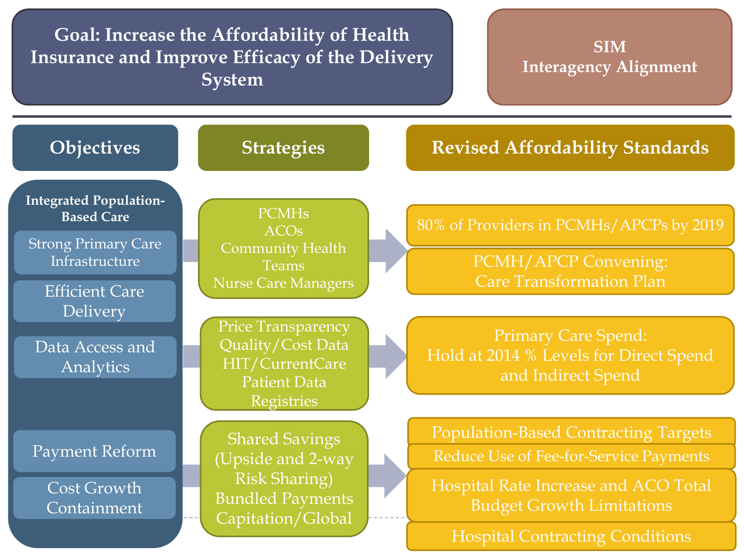# Goal: Increase the Affordability of Health Insurance and Improve Efficacy of the Delivery System

**SIM Interagency Alignment**

| Objectives | Strategies | Revised Affordability Standards |
| --- | --- | --- |
| **Integrated Population-Based Care**<br>Strong Primary Care Infrastructure<br>Efficient Care Delivery | PCMHs<br>ACOs<br>Community Health Teams<br>Nurse Care Managers | 80% of Providers in PCMHs/APCPs by 2019<br>PCMH/APCP Convening: Care Transformation Plan |
| Data Access and Analytics | Price Transparency<br>Quality/Cost Data<br>HIT/CurrentCare<br>Patient Data Registries | Primary Care Spend: Hold at 2014 % Levels for Direct Spend and Indirect Spend |
| Payment Reform<br>Cost Growth Containment | Shared Savings (Upside and 2-way Risk Sharing)<br>Bundled Payments<br>Capitation/Global | Population-Based Contracting Targets<br>Reduce Use of Fee-for-Service Payments<br>Hospital Rate Increase and ACO Total Budget Growth Limitations<br>Hospital Contracting Conditions |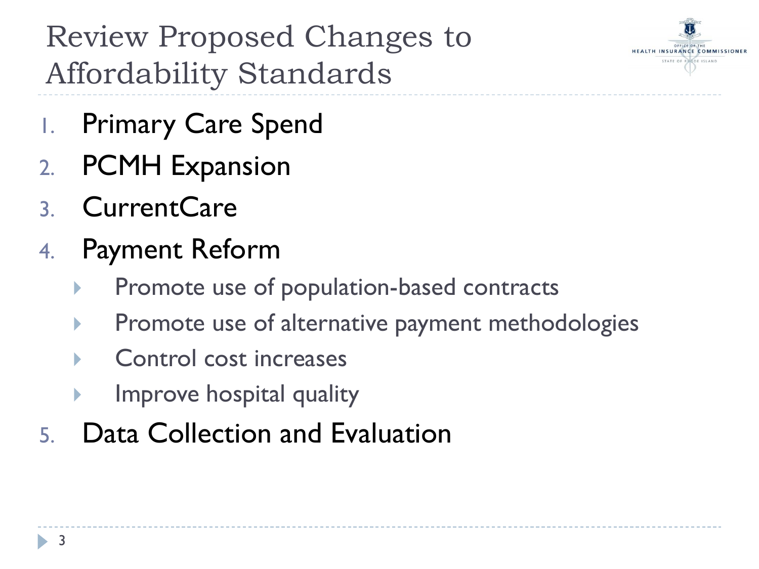# Review Proposed Changes to Affordability Standards

1. Primary Care Spend
2. PCMH Expansion
3. CurrentCare
4. Payment Reform
   - Promote use of population-based contracts
   - Promote use of alternative payment methodologies
   - Control cost increases
   - Improve hospital quality
5. Data Collection and Evaluation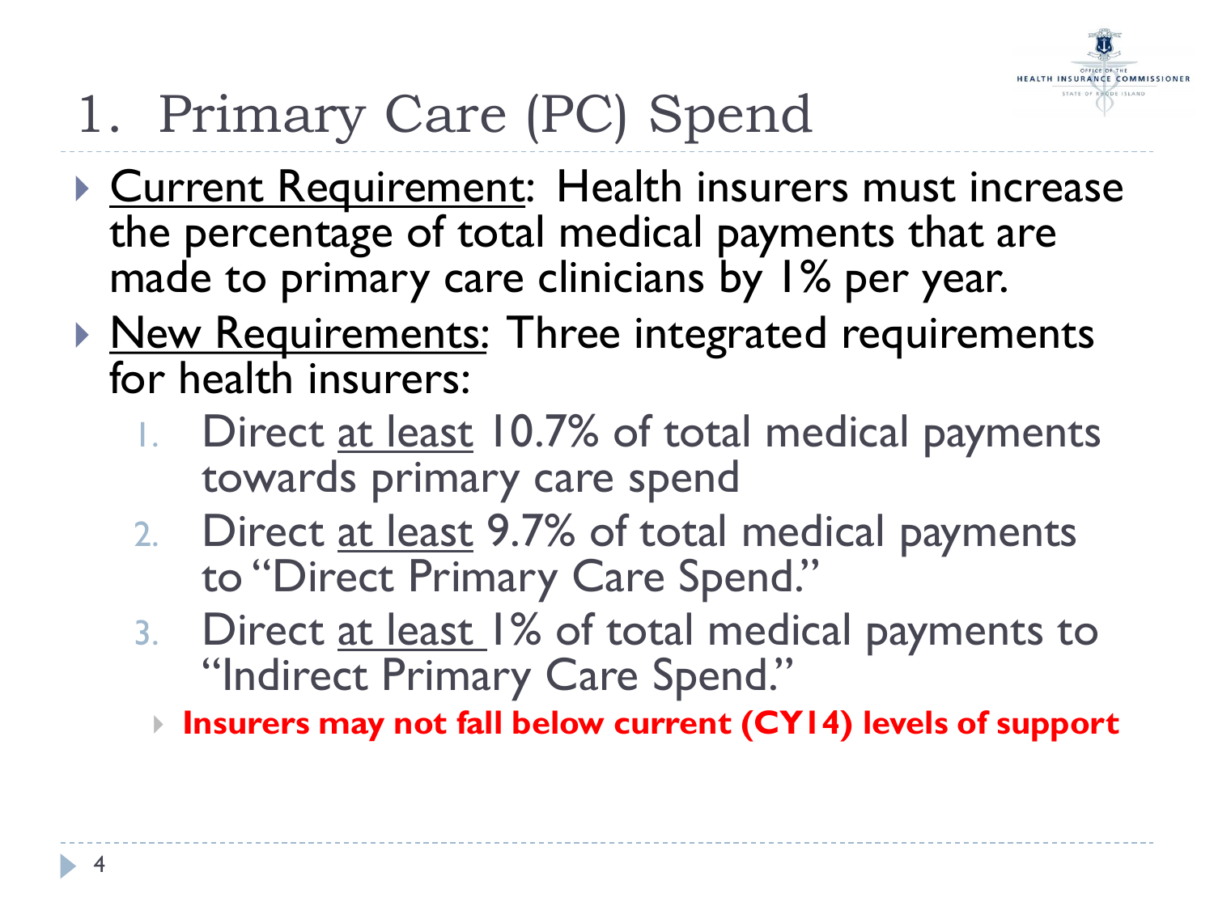# 1. Primary Care (PC) Spend

- Current Requirement: Health insurers must increase the percentage of total medical payments that are made to primary care clinicians by 1% per year.
- New Requirements: Three integrated requirements for health insurers:
  1. Direct at least 10.7% of total medical payments towards primary care spend
  2. Direct at least 9.7% of total medical payments to "Direct Primary Care Spend."
  3. Direct at least 1% of total medical payments to "Indirect Primary Care Spend."
     - **Insurers may not fall below current (CY14) levels of support**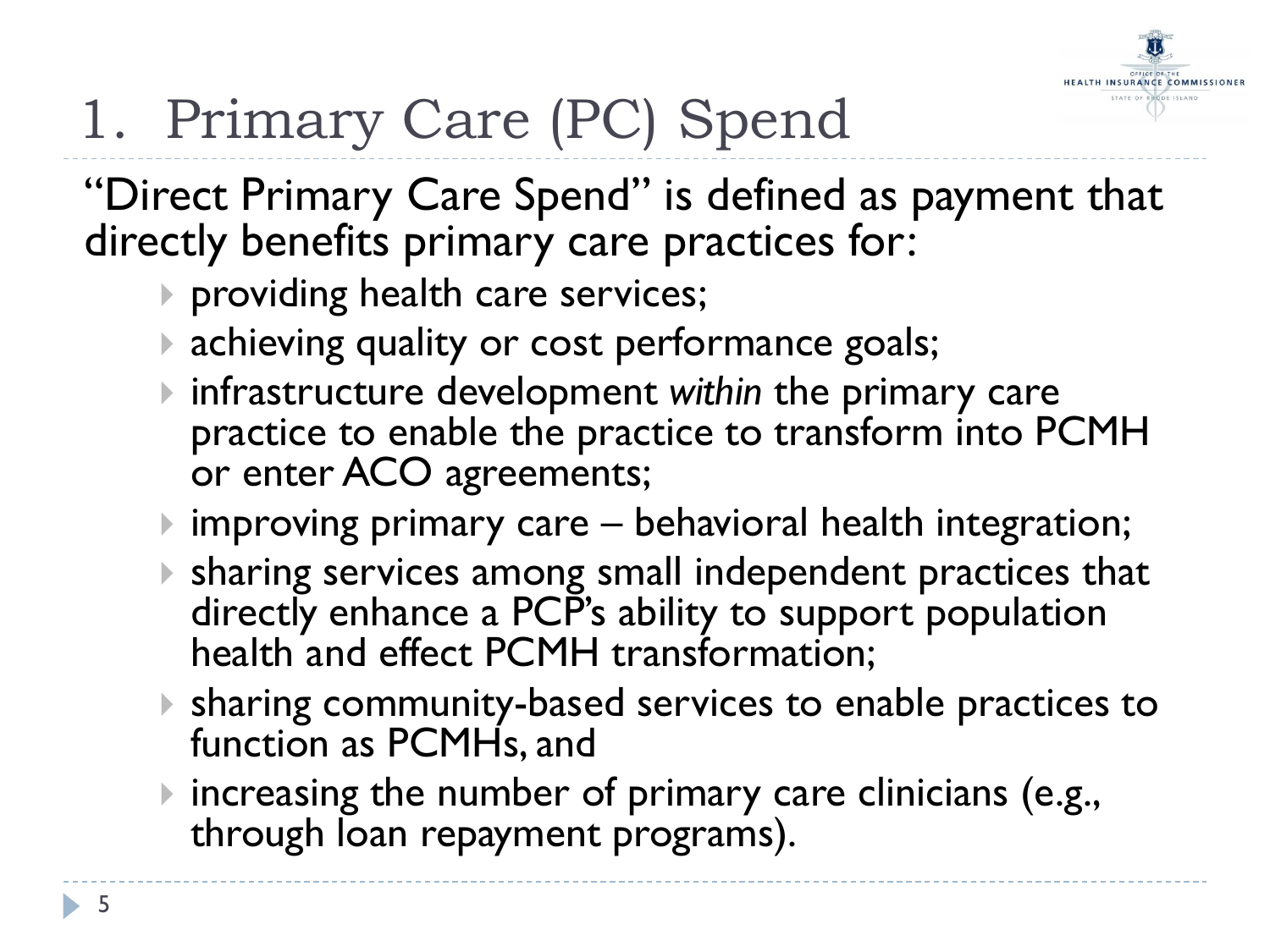# 1. Primary Care (PC) Spend

"Direct Primary Care Spend" is defined as payment that directly benefits primary care practices for:

- providing health care services;
- achieving quality or cost performance goals;
- infrastructure development *within* the primary care practice to enable the practice to transform into PCMH or enter ACO agreements;
- improving primary care – behavioral health integration;
- sharing services among small independent practices that directly enhance a PCP's ability to support population health and effect PCMH transformation;
- sharing community-based services to enable practices to function as PCMHs, and
- increasing the number of primary care clinicians (e.g., through loan repayment programs).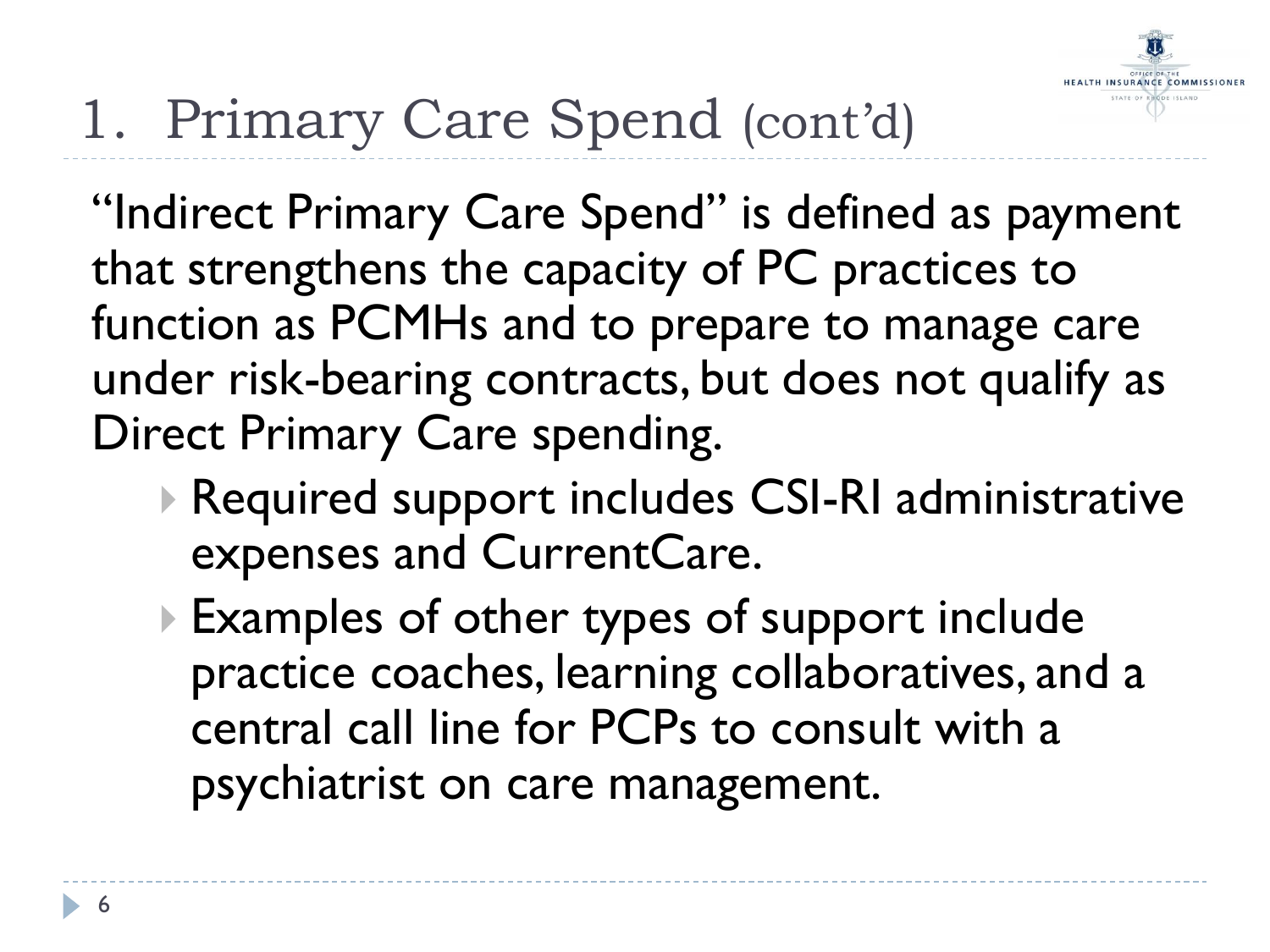# 1. Primary Care Spend (cont'd)

"Indirect Primary Care Spend" is defined as payment that strengthens the capacity of PC practices to function as PCMHs and to prepare to manage care under risk-bearing contracts, but does not qualify as Direct Primary Care spending.

- Required support includes CSI-RI administrative expenses and CurrentCare.
- Examples of other types of support include practice coaches, learning collaboratives, and a central call line for PCPs to consult with a psychiatrist on care management.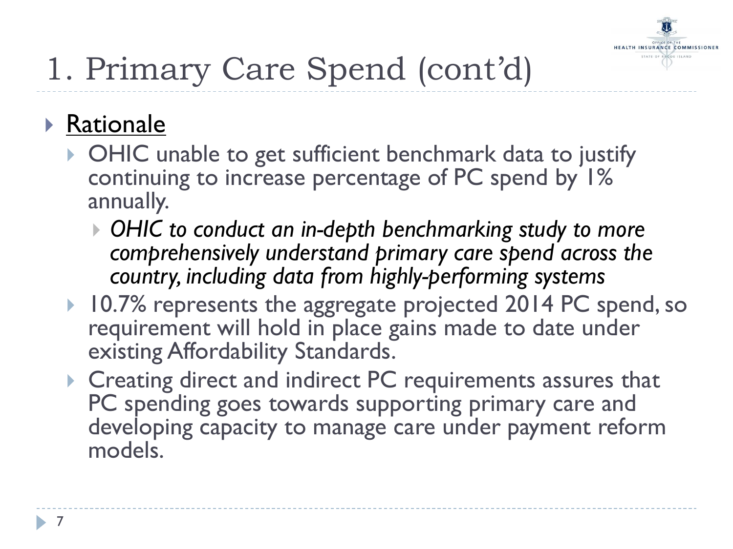# 1. Primary Care Spend (cont'd)

- <u>Rationale</u>
  - OHIC unable to get sufficient benchmark data to justify continuing to increase percentage of PC spend by 1% annually.
    - *OHIC to conduct an in-depth benchmarking study to more comprehensively understand primary care spend across the country, including data from highly-performing systems*
  - 10.7% represents the aggregate projected 2014 PC spend, so requirement will hold in place gains made to date under existing Affordability Standards.
  - Creating direct and indirect PC requirements assures that PC spending goes towards supporting primary care and developing capacity to manage care under payment reform models.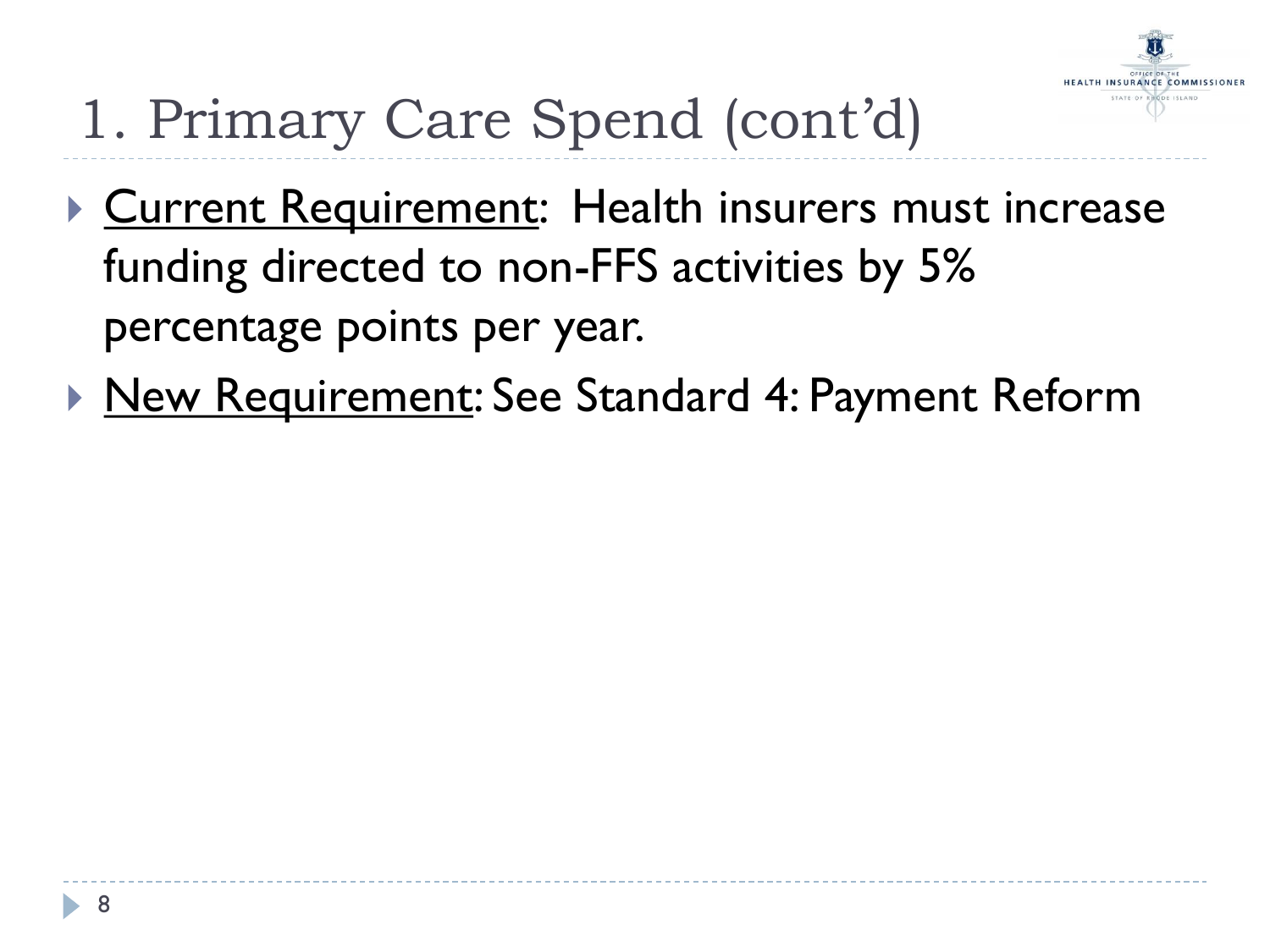# 1. Primary Care Spend (cont'd)

- Current Requirement: Health insurers must increase funding directed to non-FFS activities by 5% percentage points per year.
- New Requirement: See Standard 4: Payment Reform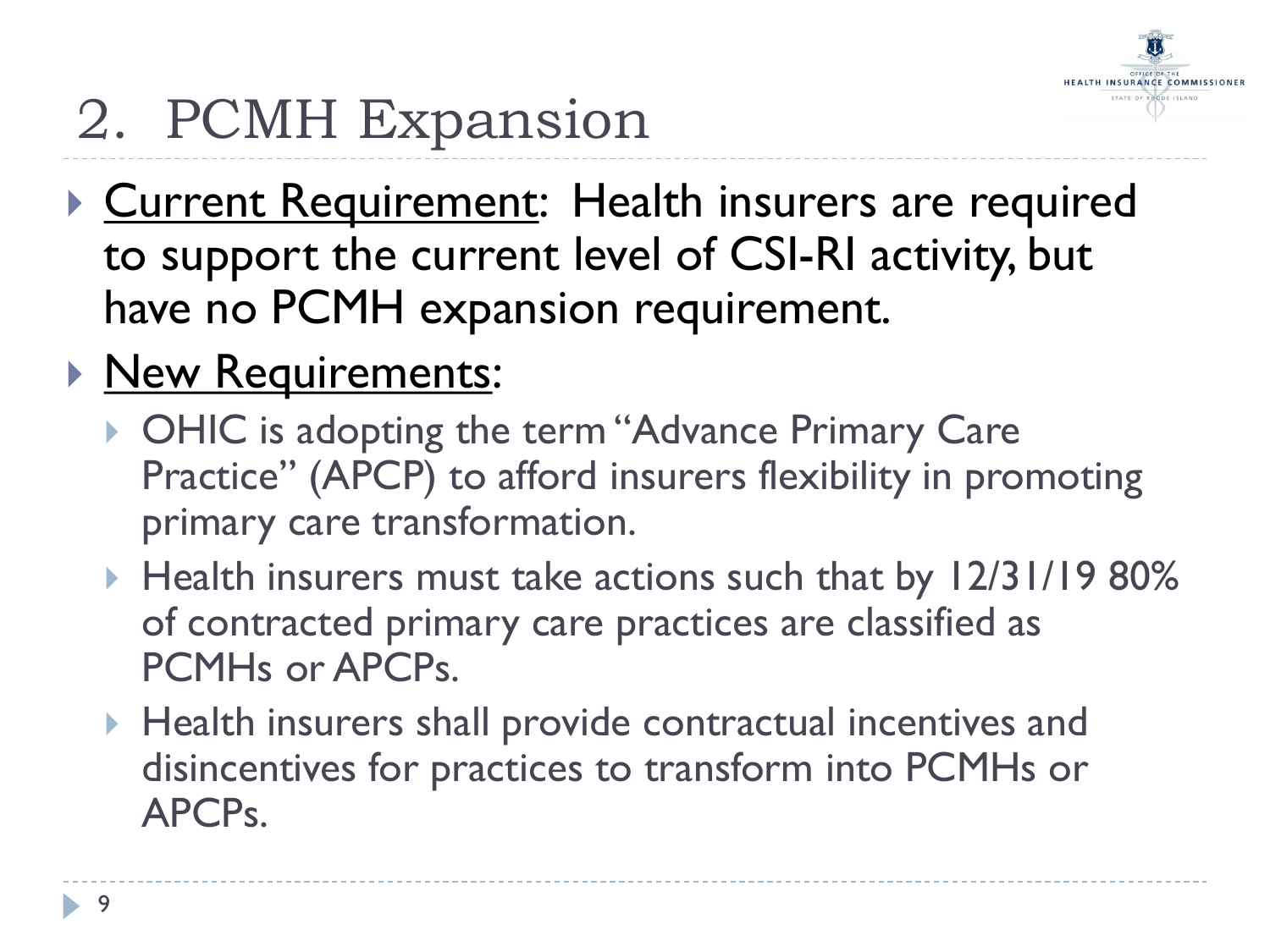# 2. PCMH Expansion

- Current Requirement: Health insurers are required to support the current level of CSI-RI activity, but have no PCMH expansion requirement.
- New Requirements:
  - OHIC is adopting the term "Advance Primary Care Practice" (APCP) to afford insurers flexibility in promoting primary care transformation.
  - Health insurers must take actions such that by 12/31/19 80% of contracted primary care practices are classified as PCMHs or APCPs.
  - Health insurers shall provide contractual incentives and disincentives for practices to transform into PCMHs or APCPs.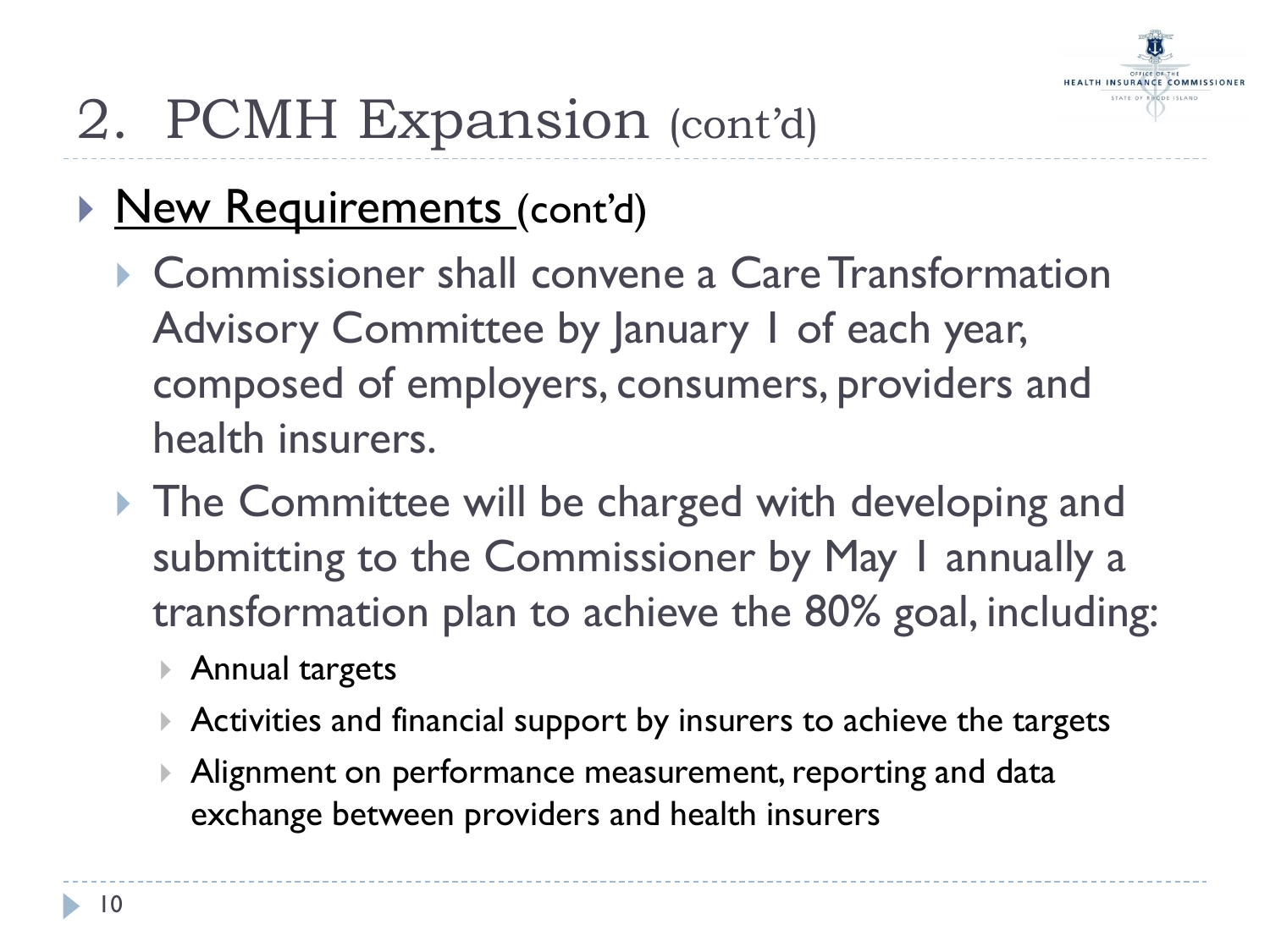# 2. PCMH Expansion (cont'd)

- New Requirements (cont'd)
  - Commissioner shall convene a Care Transformation Advisory Committee by January 1 of each year, composed of employers, consumers, providers and health insurers.
  - The Committee will be charged with developing and submitting to the Commissioner by May 1 annually a transformation plan to achieve the 80% goal, including:
    - Annual targets
    - Activities and financial support by insurers to achieve the targets
    - Alignment on performance measurement, reporting and data exchange between providers and health insurers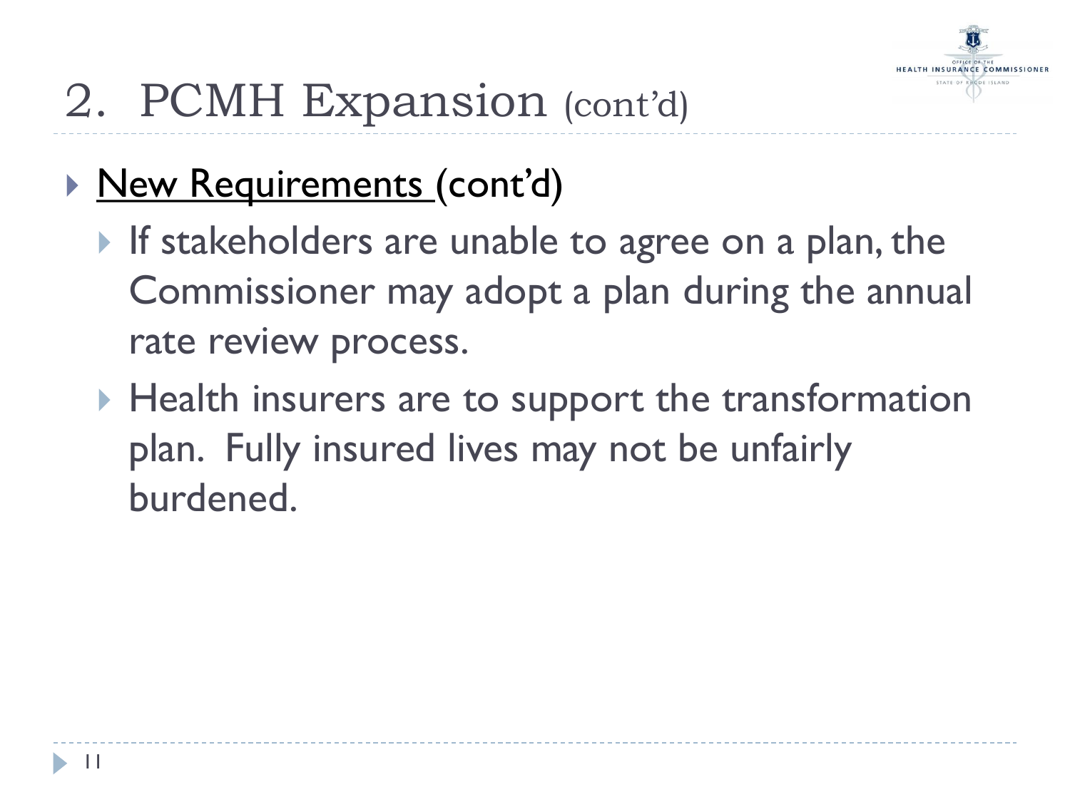# 2. PCMH Expansion (cont'd)

- New Requirements (cont'd)
  - If stakeholders are unable to agree on a plan, the Commissioner may adopt a plan during the annual rate review process.
  - Health insurers are to support the transformation plan. Fully insured lives may not be unfairly burdened.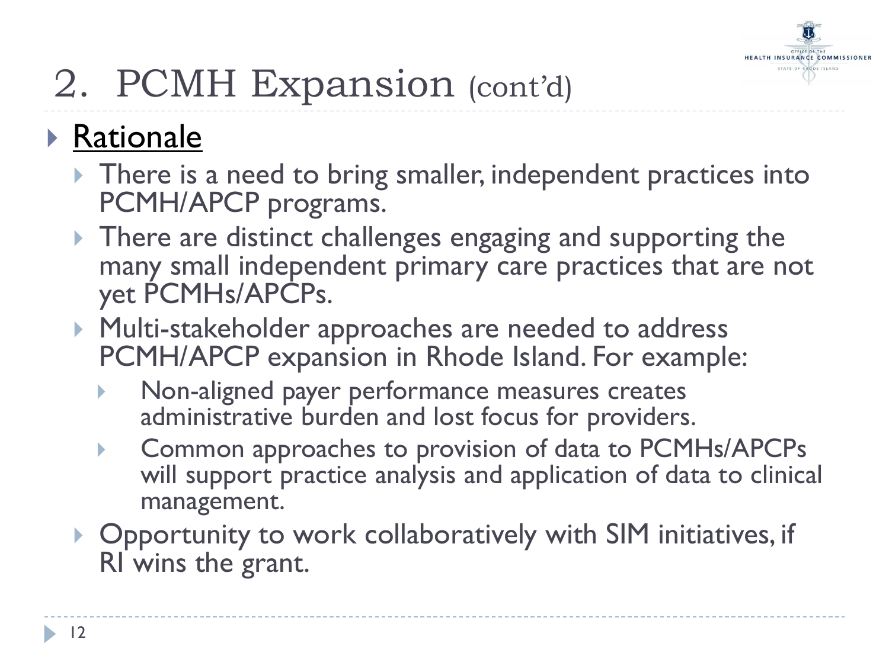# 2. PCMH Expansion (cont'd)

- **Rationale**
  - There is a need to bring smaller, independent practices into PCMH/APCP programs.
  - There are distinct challenges engaging and supporting the many small independent primary care practices that are not yet PCMHs/APCPs.
  - Multi-stakeholder approaches are needed to address PCMH/APCP expansion in Rhode Island. For example:
    - Non-aligned payer performance measures creates administrative burden and lost focus for providers.
    - Common approaches to provision of data to PCMHs/APCPs will support practice analysis and application of data to clinical management.
  - Opportunity to work collaboratively with SIM initiatives, if RI wins the grant.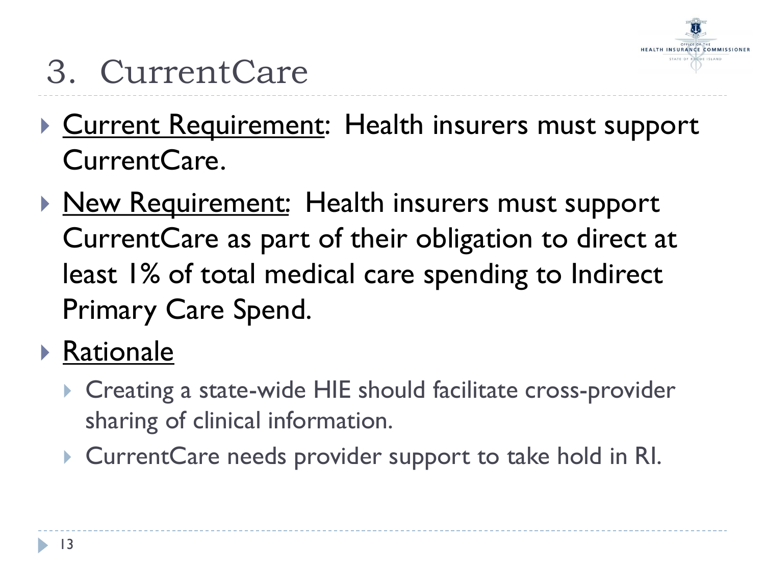# 3. CurrentCare

- Current Requirement: Health insurers must support CurrentCare.
- New Requirement: Health insurers must support CurrentCare as part of their obligation to direct at least 1% of total medical care spending to Indirect Primary Care Spend.
- Rationale
  - Creating a state-wide HIE should facilitate cross-provider sharing of clinical information.
  - CurrentCare needs provider support to take hold in RI.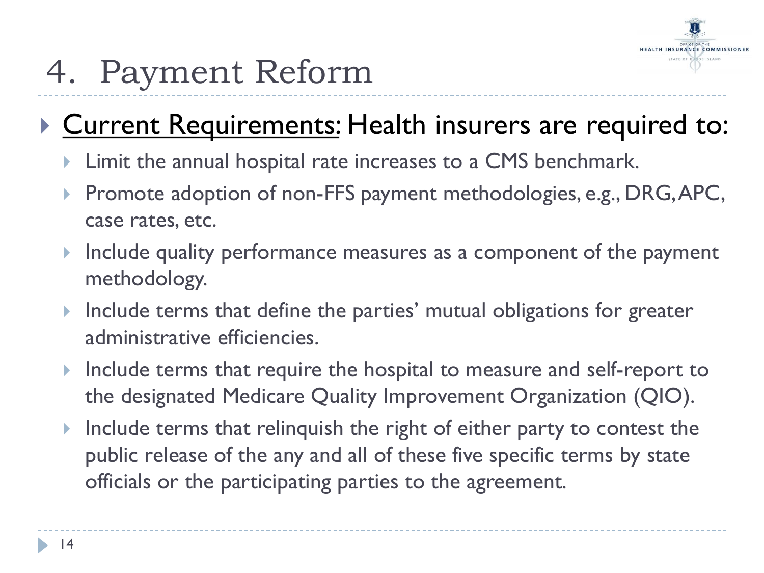# 4. Payment Reform

- <u>Current Requirements</u>: Health insurers are required to:
  - Limit the annual hospital rate increases to a CMS benchmark.
  - Promote adoption of non-FFS payment methodologies, e.g., DRG, APC, case rates, etc.
  - Include quality performance measures as a component of the payment methodology.
  - Include terms that define the parties' mutual obligations for greater administrative efficiencies.
  - Include terms that require the hospital to measure and self-report to the designated Medicare Quality Improvement Organization (QIO).
  - Include terms that relinquish the right of either party to contest the public release of the any and all of these five specific terms by state officials or the participating parties to the agreement.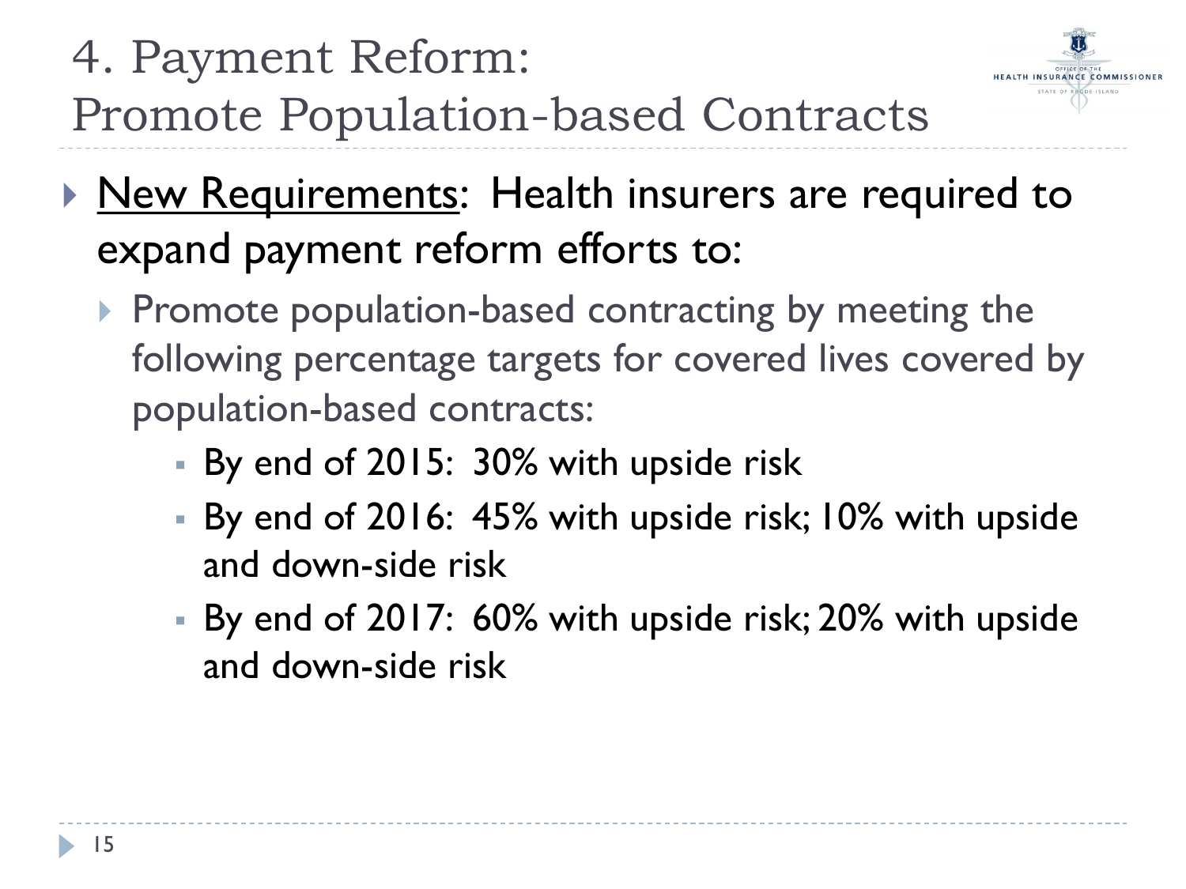# 4. Payment Reform: Promote Population-based Contracts

- New Requirements: Health insurers are required to expand payment reform efforts to:
  - Promote population-based contracting by meeting the following percentage targets for covered lives covered by population-based contracts:
    - By end of 2015: 30% with upside risk
    - By end of 2016: 45% with upside risk; 10% with upside and down-side risk
    - By end of 2017: 60% with upside risk; 20% with upside and down-side risk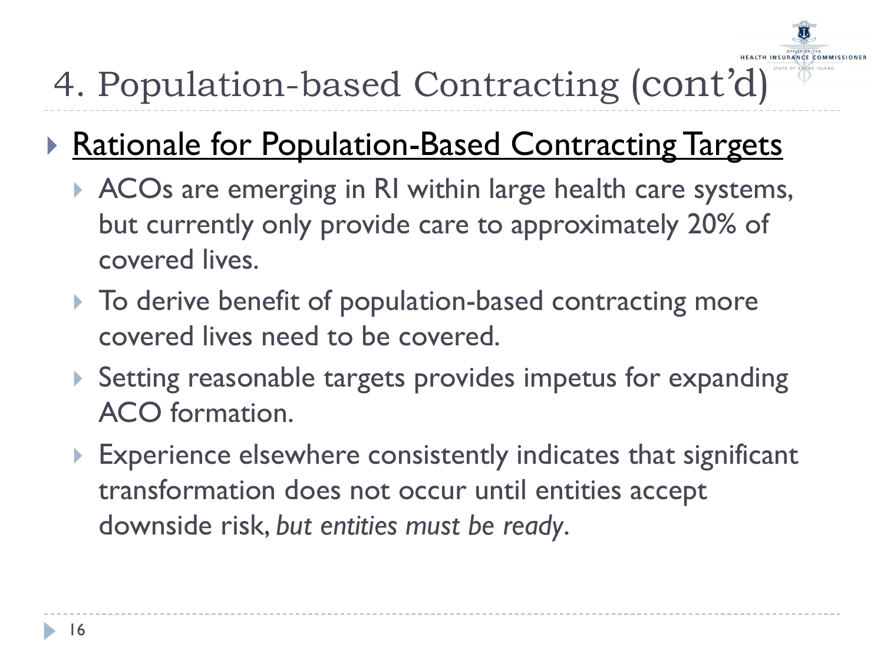# 4. Population-based Contracting (cont'd)

- Rationale for Population-Based Contracting Targets
  - ACOs are emerging in RI within large health care systems, but currently only provide care to approximately 20% of covered lives.
  - To derive benefit of population-based contracting more covered lives need to be covered.
  - Setting reasonable targets provides impetus for expanding ACO formation.
  - Experience elsewhere consistently indicates that significant transformation does not occur until entities accept downside risk, *but entities must be ready*.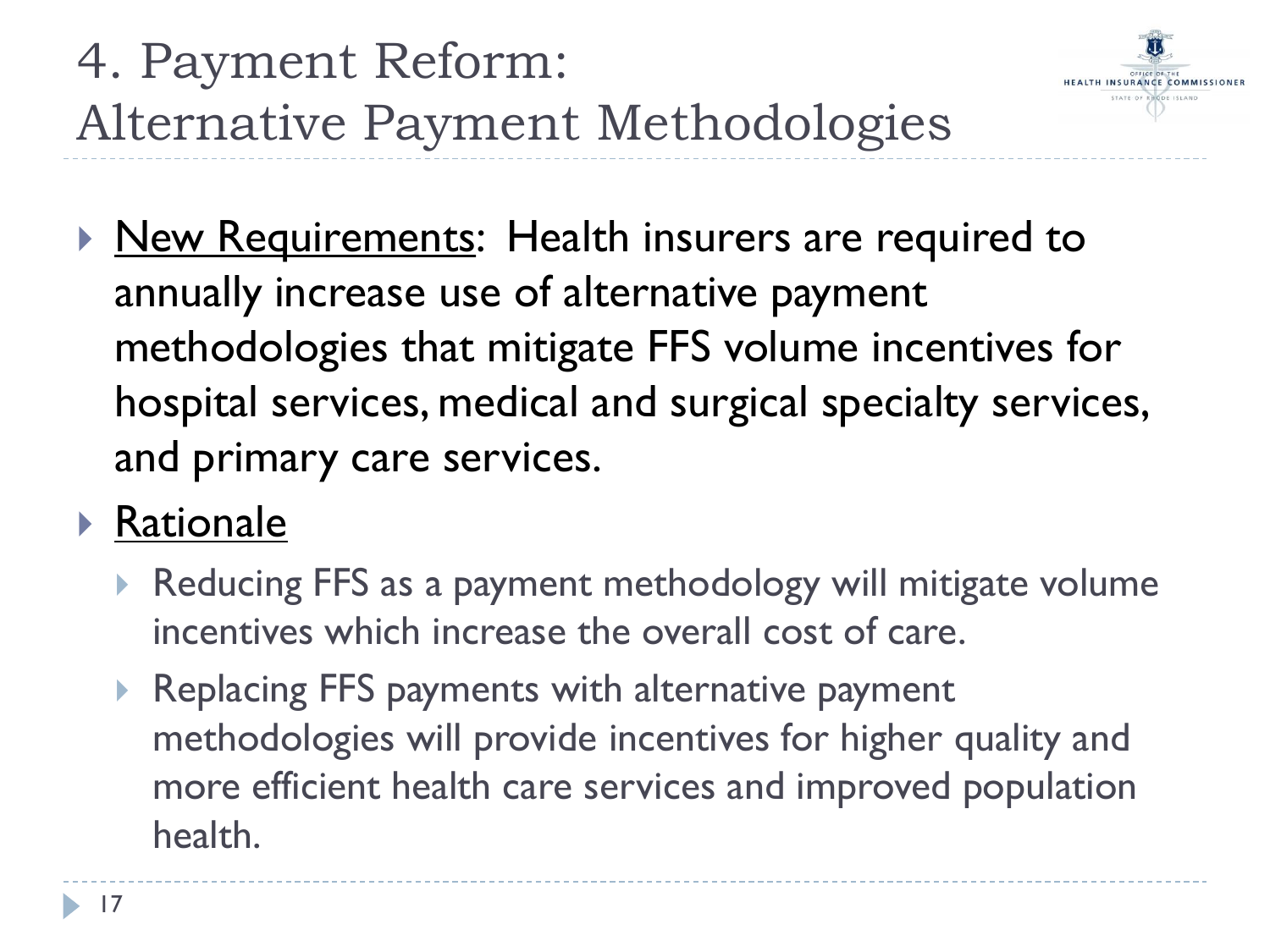# 4. Payment Reform: Alternative Payment Methodologies

- New Requirements: Health insurers are required to annually increase use of alternative payment methodologies that mitigate FFS volume incentives for hospital services, medical and surgical specialty services, and primary care services.
- Rationale
  - Reducing FFS as a payment methodology will mitigate volume incentives which increase the overall cost of care.
  - Replacing FFS payments with alternative payment methodologies will provide incentives for higher quality and more efficient health care services and improved population health.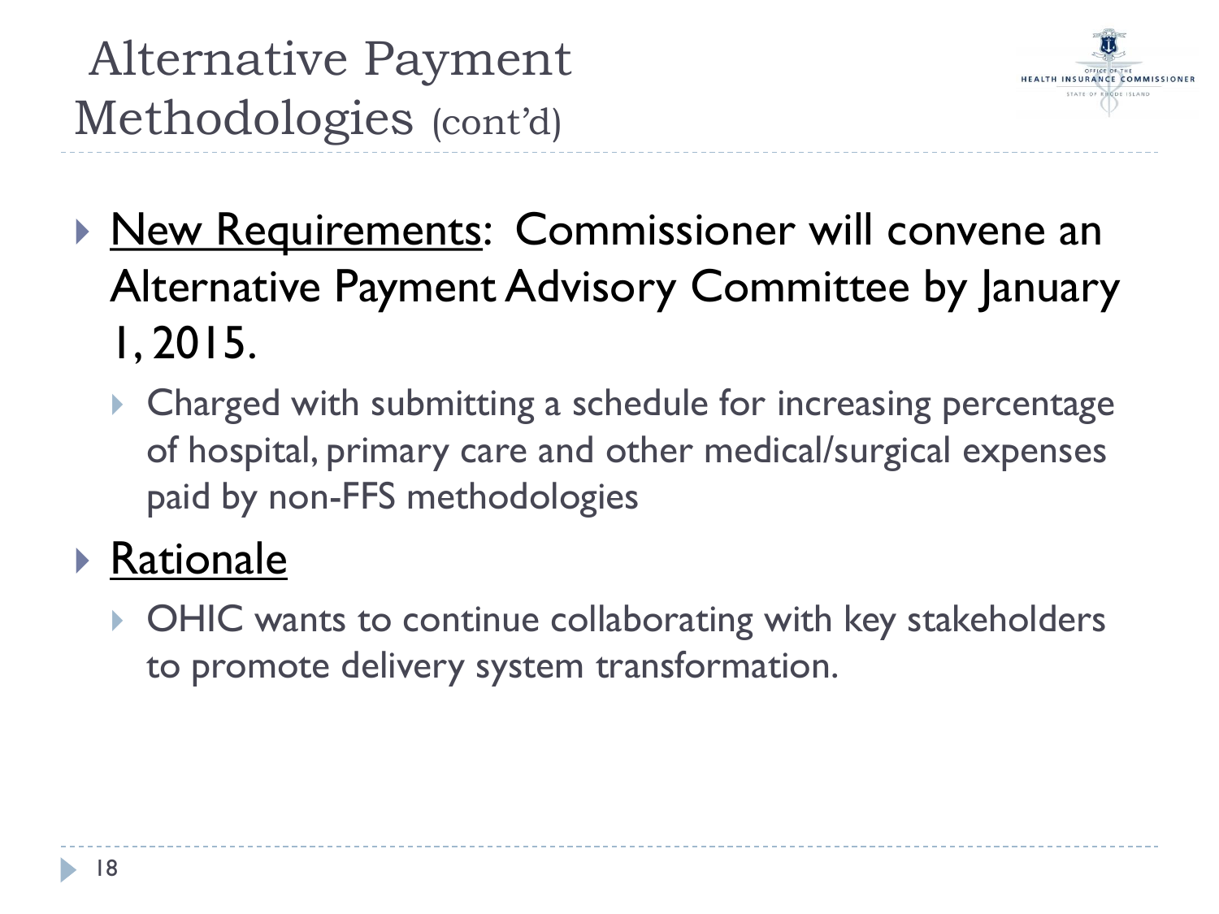# Alternative Payment Methodologies (cont'd)

- New Requirements: Commissioner will convene an Alternative Payment Advisory Committee by January 1, 2015.
  - Charged with submitting a schedule for increasing percentage of hospital, primary care and other medical/surgical expenses paid by non-FFS methodologies
- Rationale
  - OHIC wants to continue collaborating with key stakeholders to promote delivery system transformation.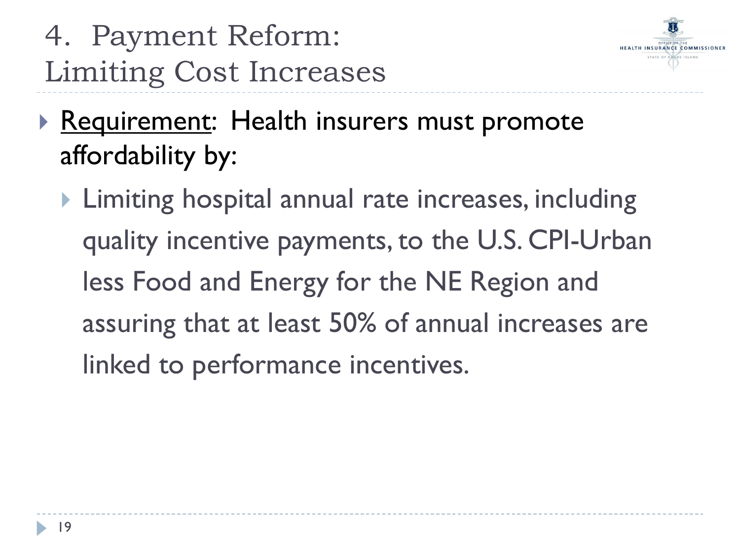# 4. Payment Reform: Limiting Cost Increases

- Requirement: Health insurers must promote affordability by:
  - Limiting hospital annual rate increases, including quality incentive payments, to the U.S. CPI-Urban less Food and Energy for the NE Region and assuring that at least 50% of annual increases are linked to performance incentives.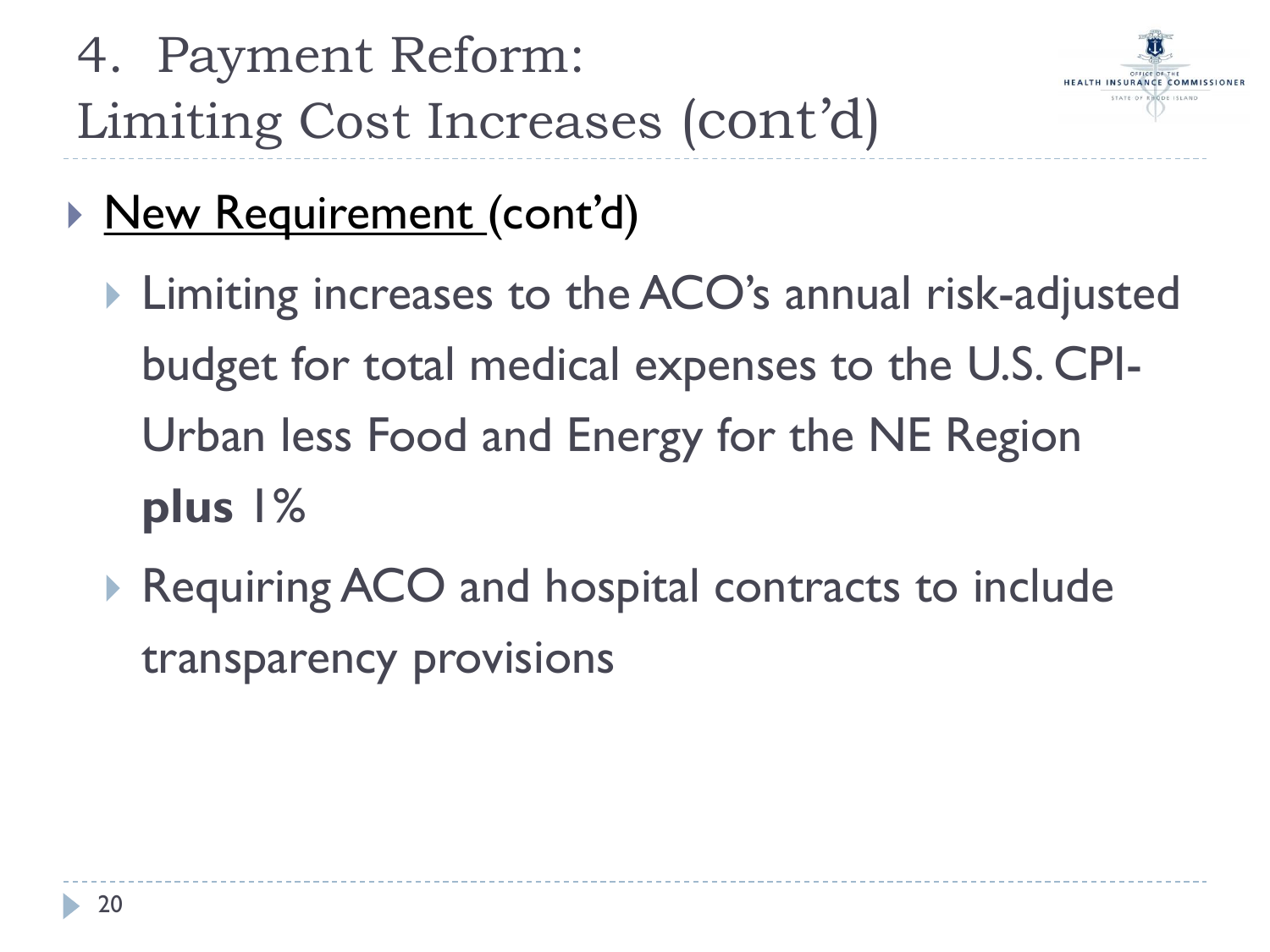# 4. Payment Reform: Limiting Cost Increases (cont'd)

- New Requirement (cont'd)
  - Limiting increases to the ACO's annual risk-adjusted budget for total medical expenses to the U.S. CPI-Urban less Food and Energy for the NE Region **plus** 1%
  - Requiring ACO and hospital contracts to include transparency provisions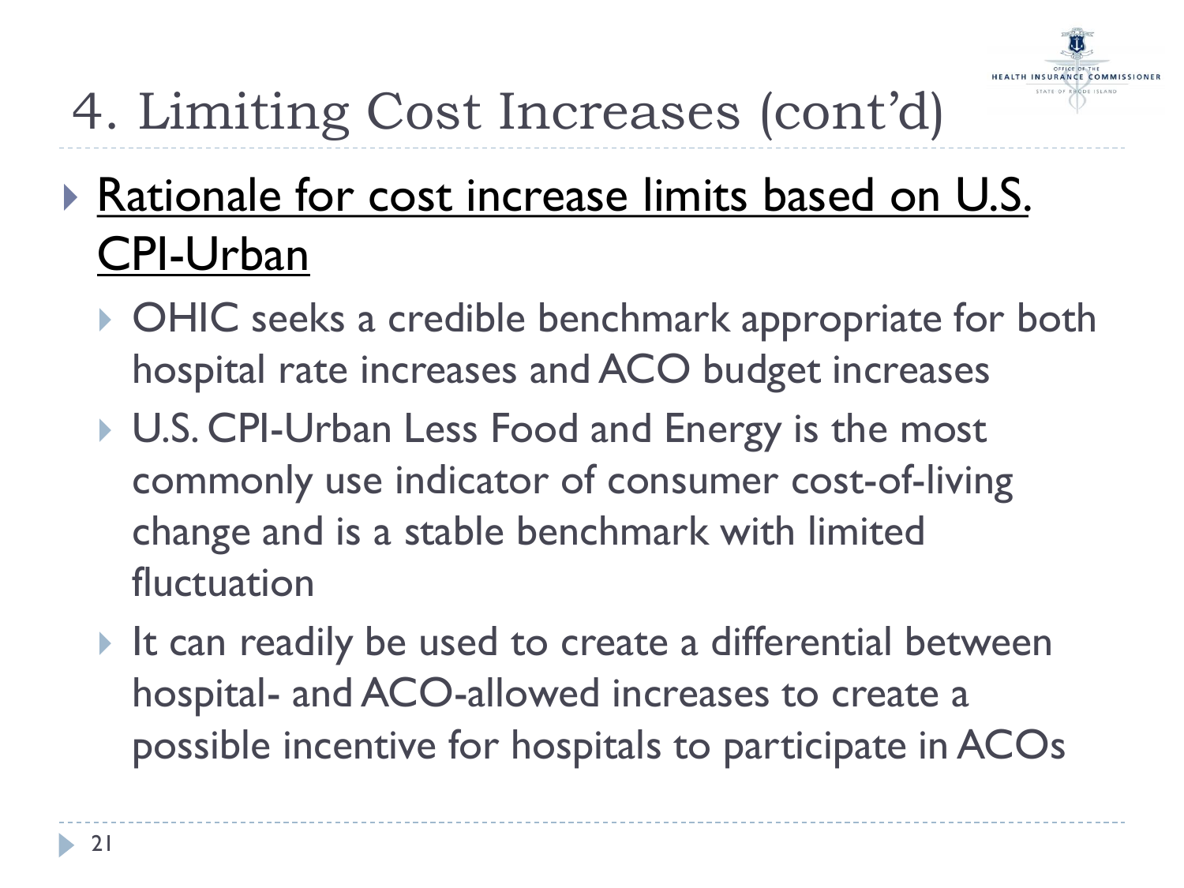# 4. Limiting Cost Increases (cont'd)

- Rationale for cost increase limits based on U.S. CPI-Urban
  - OHIC seeks a credible benchmark appropriate for both hospital rate increases and ACO budget increases
  - U.S. CPI-Urban Less Food and Energy is the most commonly use indicator of consumer cost-of-living change and is a stable benchmark with limited fluctuation
  - It can readily be used to create a differential between hospital- and ACO-allowed increases to create a possible incentive for hospitals to participate in ACOs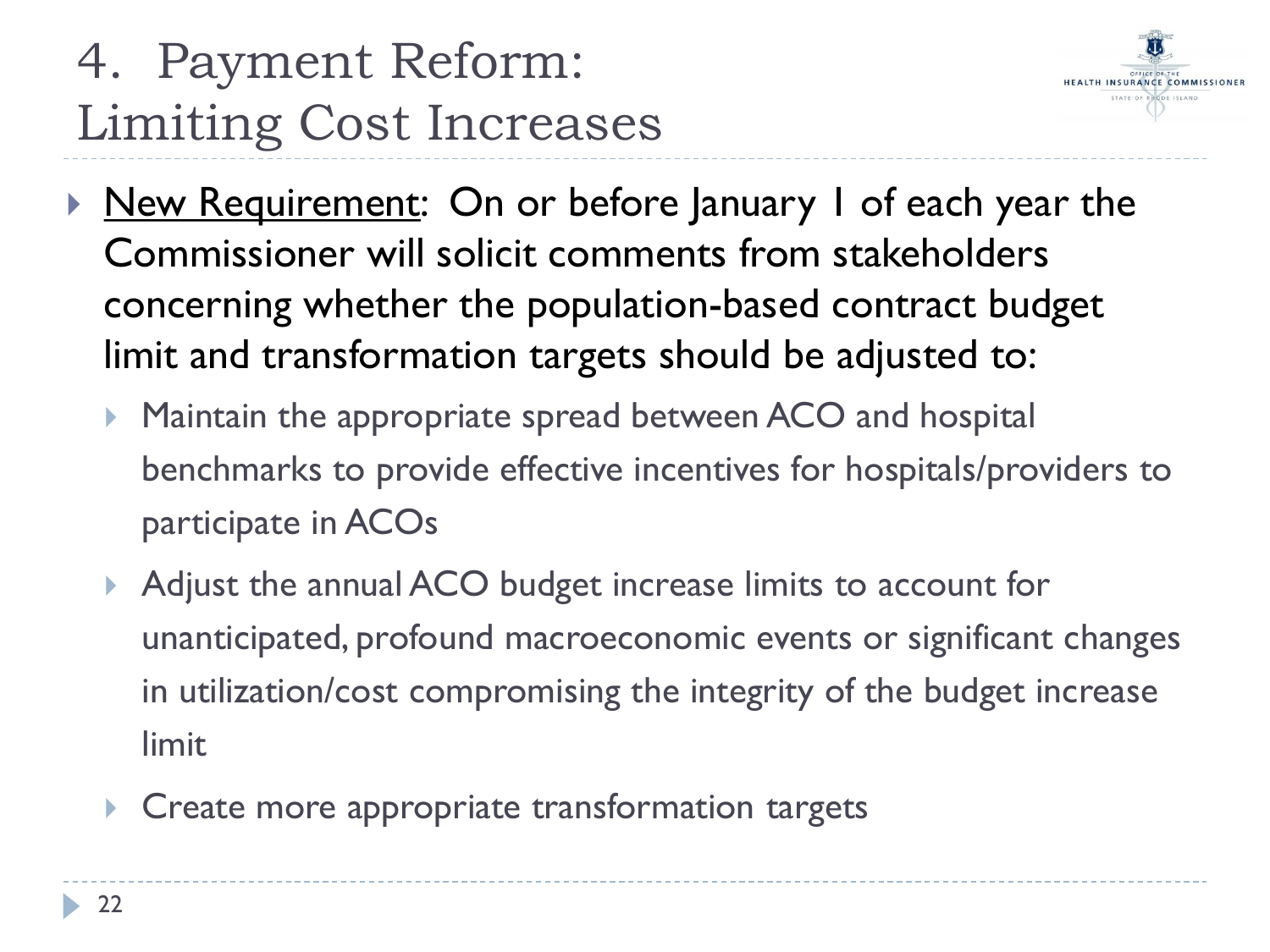# 4. Payment Reform: Limiting Cost Increases

- <u>New Requirement</u>: On or before January 1 of each year the Commissioner will solicit comments from stakeholders concerning whether the population-based contract budget limit and transformation targets should be adjusted to:
  - Maintain the appropriate spread between ACO and hospital benchmarks to provide effective incentives for hospitals/providers to participate in ACOs
  - Adjust the annual ACO budget increase limits to account for unanticipated, profound macroeconomic events or significant changes in utilization/cost compromising the integrity of the budget increase limit
  - Create more appropriate transformation targets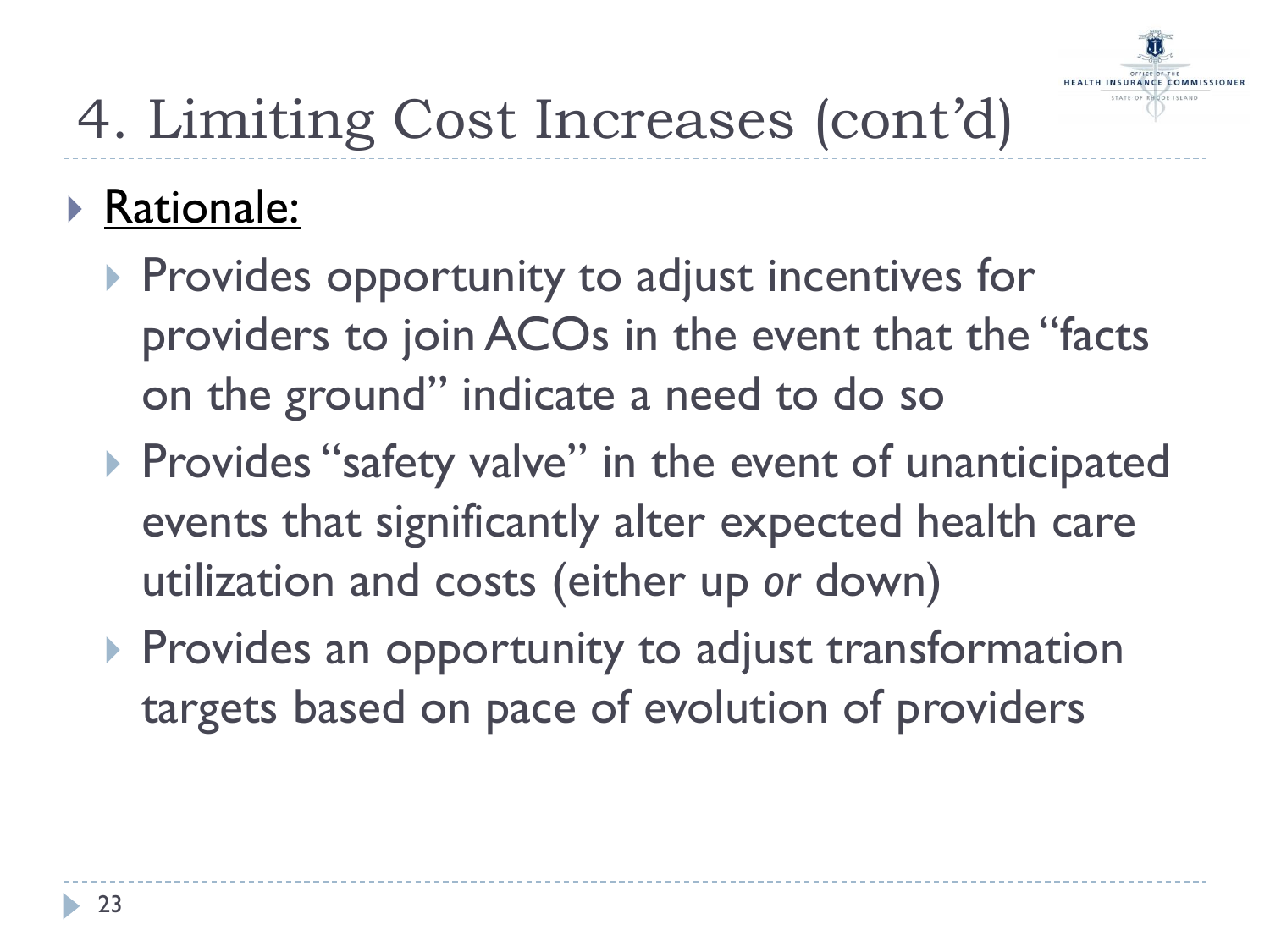# 4. Limiting Cost Increases (cont'd)

- <u>Rationale:</u>
  - Provides opportunity to adjust incentives for providers to join ACOs in the event that the "facts on the ground" indicate a need to do so
  - Provides "safety valve" in the event of unanticipated events that significantly alter expected health care utilization and costs (either up *or* down)
  - Provides an opportunity to adjust transformation targets based on pace of evolution of providers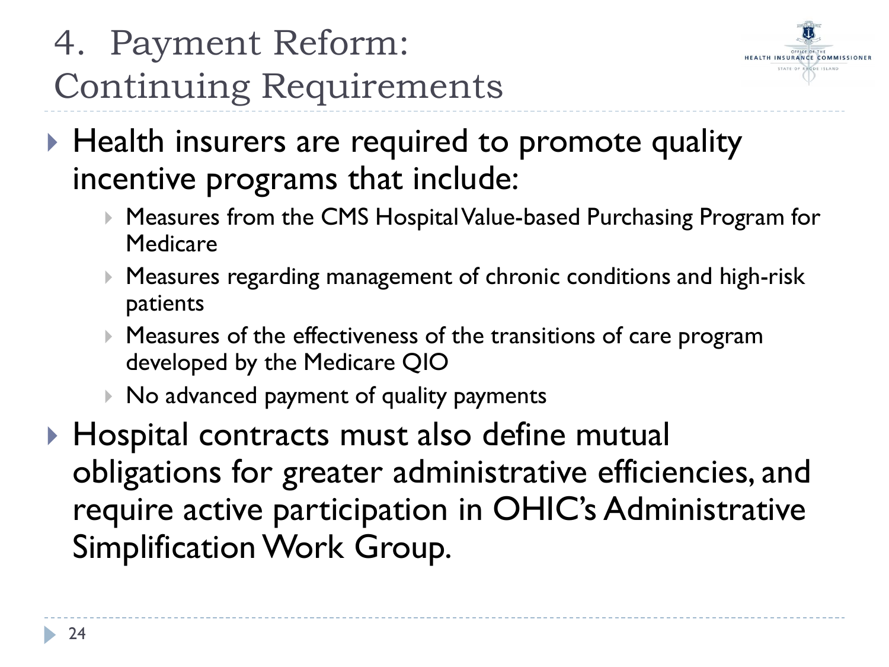# 4. Payment Reform: Continuing Requirements

- Health insurers are required to promote quality incentive programs that include:
  - Measures from the CMS Hospital Value-based Purchasing Program for Medicare
  - Measures regarding management of chronic conditions and high-risk patients
  - Measures of the effectiveness of the transitions of care program developed by the Medicare QIO
  - No advanced payment of quality payments
- Hospital contracts must also define mutual obligations for greater administrative efficiencies, and require active participation in OHIC's Administrative Simplification Work Group.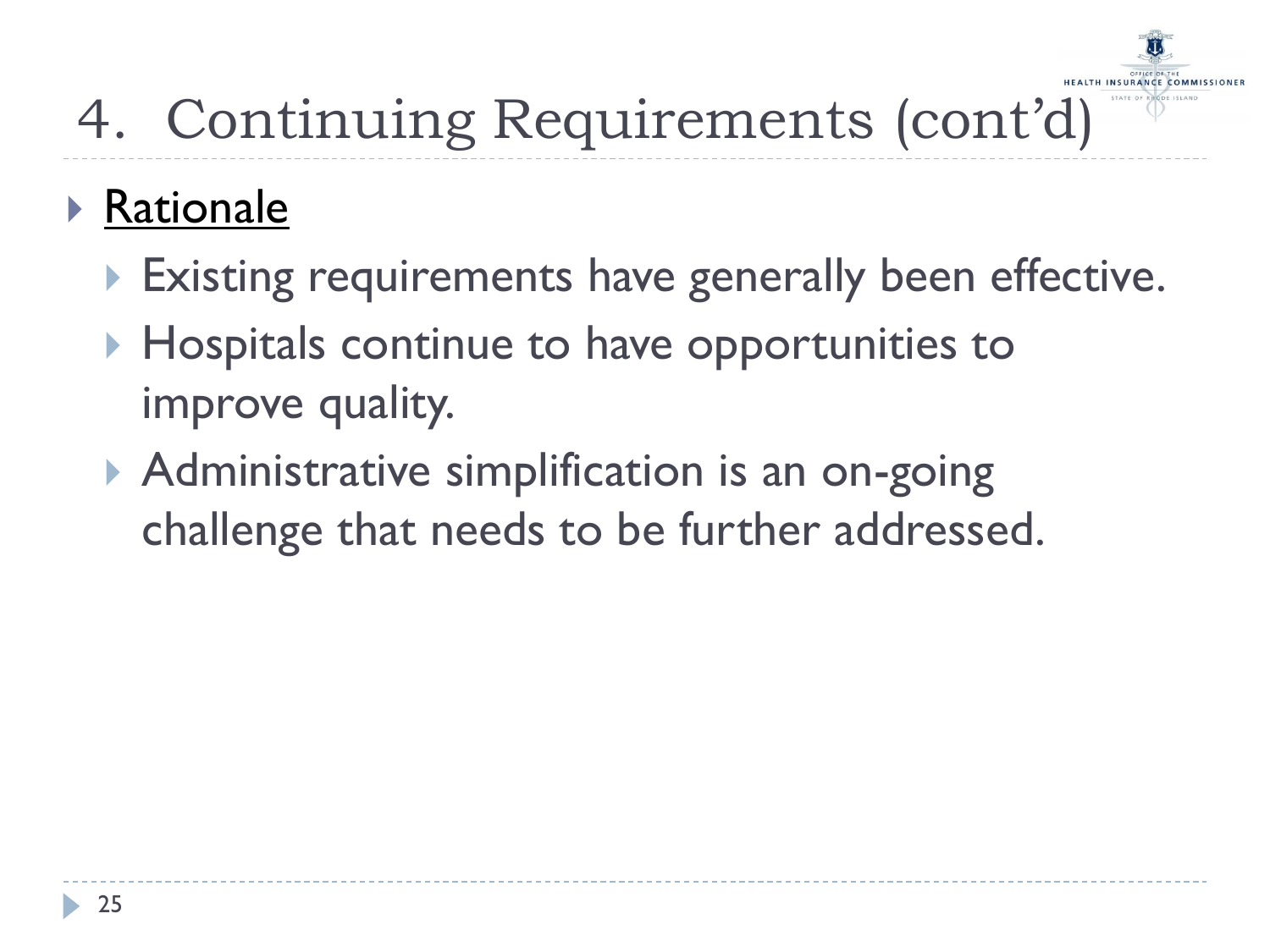# 4. Continuing Requirements (cont'd)

- <u>Rationale</u>
  - Existing requirements have generally been effective.
  - Hospitals continue to have opportunities to improve quality.
  - Administrative simplification is an on-going challenge that needs to be further addressed.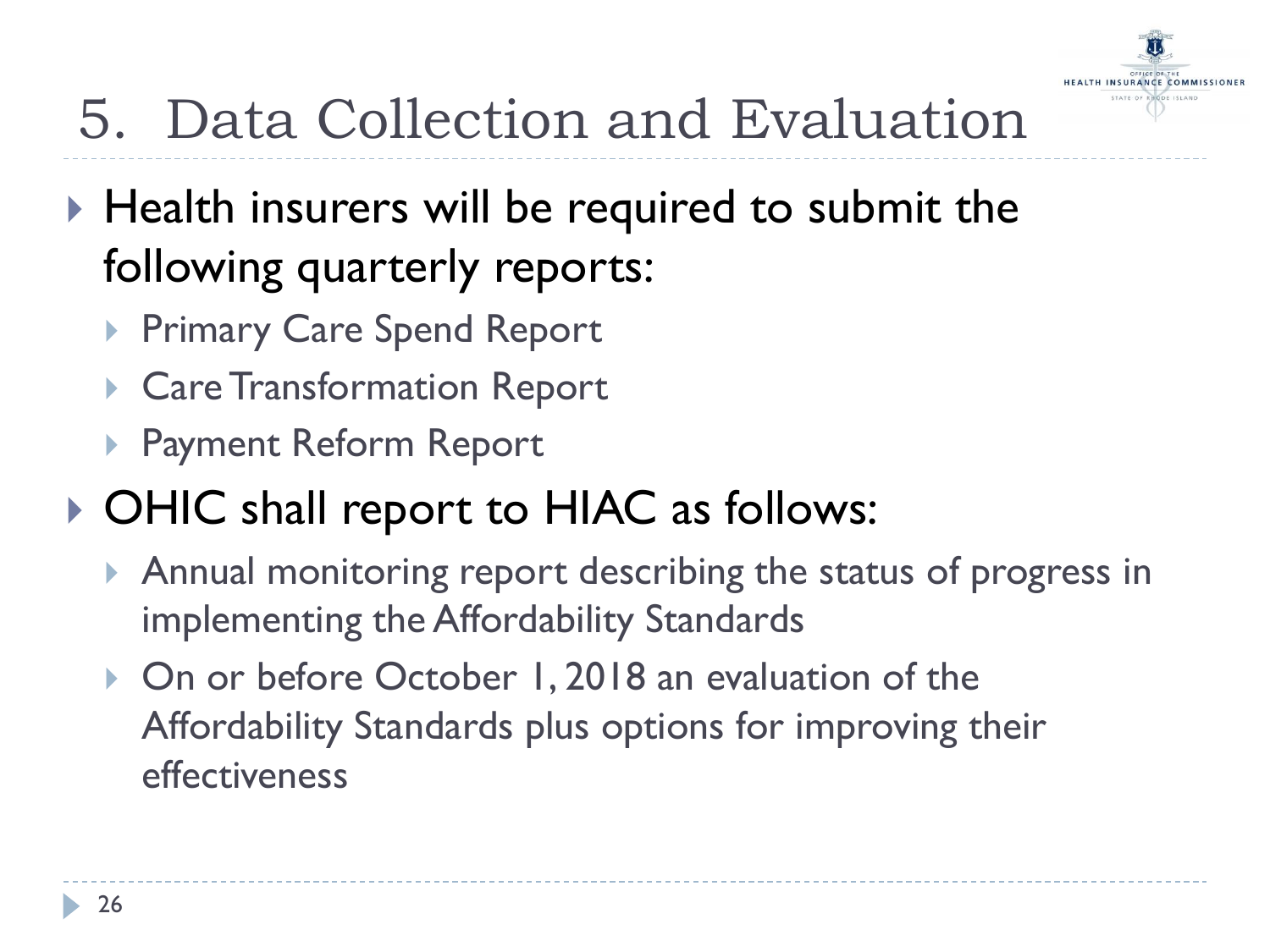# 5. Data Collection and Evaluation

- Health insurers will be required to submit the following quarterly reports:
  - Primary Care Spend Report
  - Care Transformation Report
  - Payment Reform Report
- OHIC shall report to HIAC as follows:
  - Annual monitoring report describing the status of progress in implementing the Affordability Standards
  - On or before October 1, 2018 an evaluation of the Affordability Standards plus options for improving their effectiveness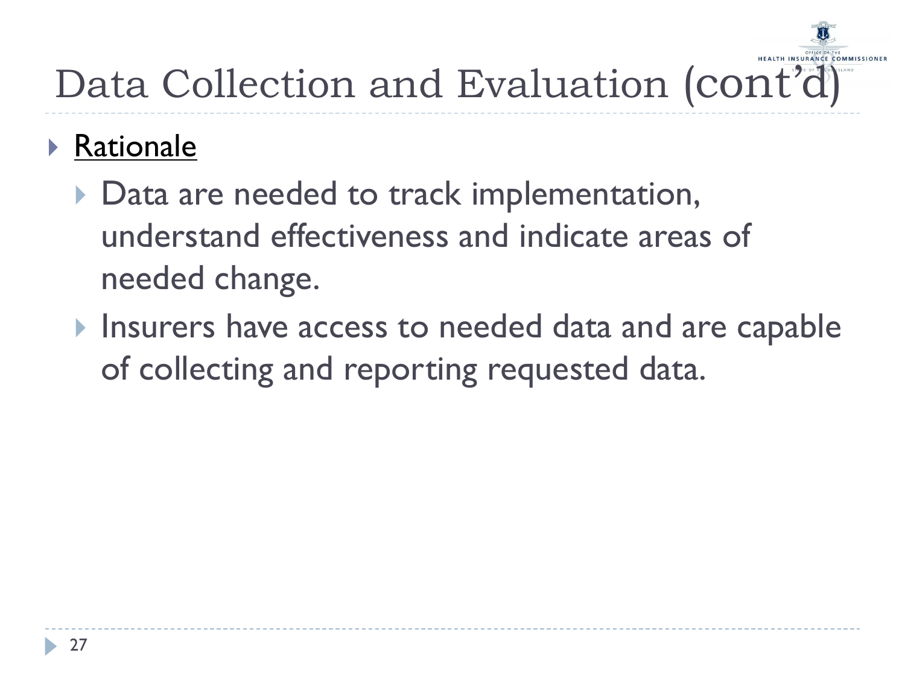# Data Collection and Evaluation (cont'd)

- <u>Rationale</u>
  - Data are needed to track implementation, understand effectiveness and indicate areas of needed change.
  - Insurers have access to needed data and are capable of collecting and reporting requested data.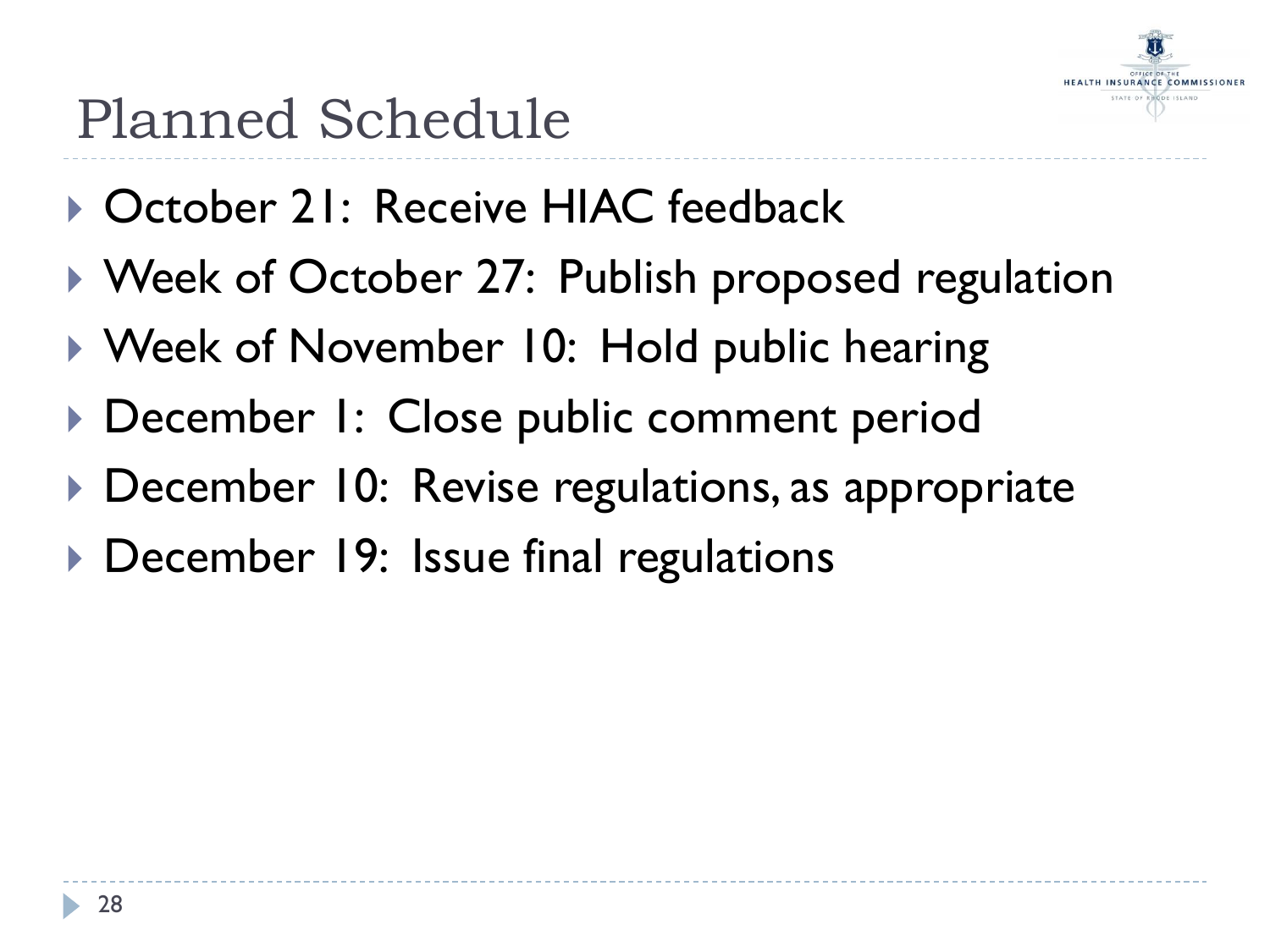# Planned Schedule

- October 21: Receive HIAC feedback
- Week of October 27: Publish proposed regulation
- Week of November 10: Hold public hearing
- December 1: Close public comment period
- December 10: Revise regulations, as appropriate
- December 19: Issue final regulations